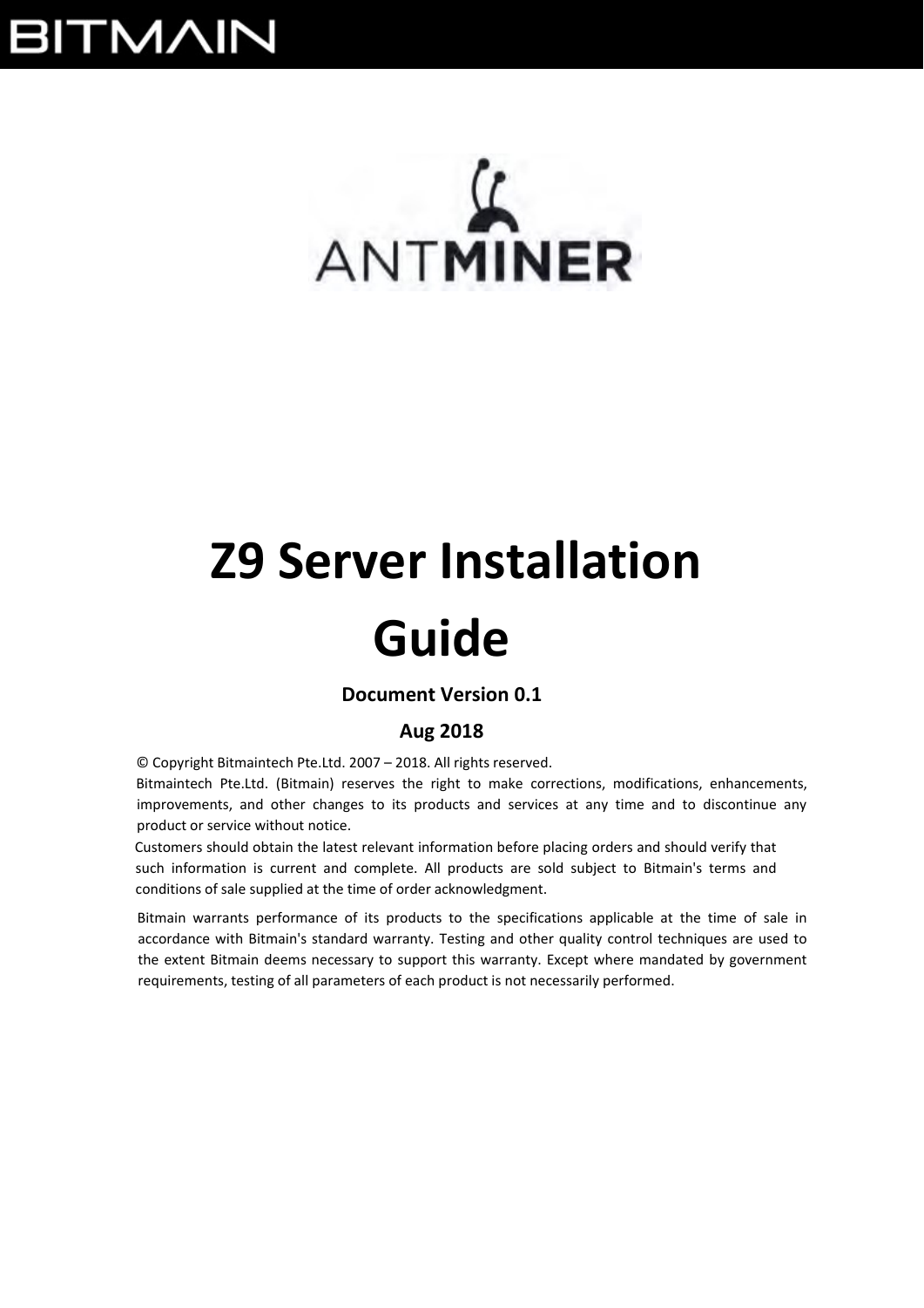# Z9 Server Installation Guide

**Document Version 0.1**

**Aug 2018**

© Copyright Bitmaintech Pte.Ltd. 2007 – 2018. All rights reserved.

Bitmaintech Pte.Ltd. (Bitmain) reserves the right to make corrections, modifications, enhancements, improvements, and other changes to its products and services at any time and to discontinue any product or service without notice.

Customers should obtain the latest relevant information before placing orders and should verify that such information is current and complete. All products are sold subject to Bitmain's terms and conditions of sale supplied at the time of order acknowledgment.

Bitmain warrants performance of its products to the specifications applicable at the time of sale in accordance with Bitmain's standard warranty. Testing and other quality control techniques are used to the extent Bitmain deems necessary to support this warranty. Except where mandated by government requirements, testing of all parameters of each product is not necessarily performed.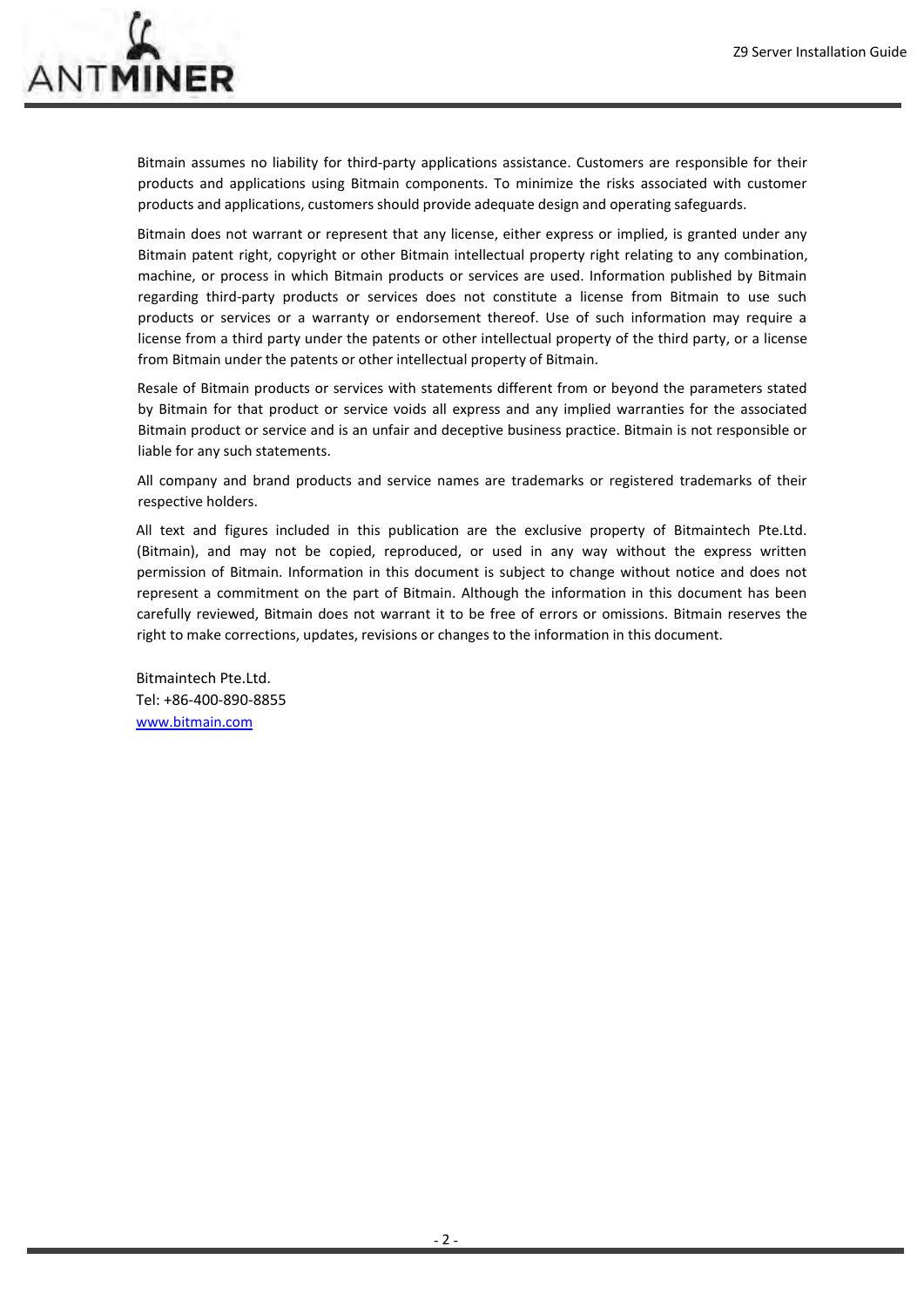Bitmain assumes no liability for third-party applications assistance. Customers are responsible for their products and applications using Bitmain components. To minimize the risks associated with customer products and applications, customers should provide adequate design and operating safeguards.

Bitmain does not warrant or represent that any license, either express or implied, is granted under any Bitmain patent right, copyright or other Bitmain intellectual property right relating to any combination, machine, or process in which Bitmain products or services are used. Information published by Bitmain regarding third-party products or services does not constitute a license from Bitmain to use such products or services or a warranty or endorsement thereof. Use of such information may require a license from a third party under the patents or other intellectual property of the third party, or a license from Bitmain under the patents or other intellectual property of Bitmain.

Resale of Bitmain products or services with statements different from or beyond the parameters stated by Bitmain for that product or service voids all express and any implied warranties for the associated Bitmain product or service and is an unfair and deceptive business practice. Bitmain is not responsible or liable for any such statements.

All company and brand products and service names are trademarks or registered trademarks of their respective holders.

All text and figures included in this publication are the exclusive property of Bitmaintech Pte.Ltd. (Bitmain), and may not be copied, reproduced, or used in any way without the express written permission of Bitmain. Information in this document is subject to change without notice and does not represent a commitment on the part of Bitmain. Although the information in this document has been carefully reviewed, Bitmain does not warrant it to be free of errors or omissions. Bitmain reserves the right to make corrections, updates, revisions or changes to the information in this document.

Bitmaintech Pte.Ltd.
Tel: +86-400-890-8855
[www.bitmain.com](http://www.bitmain.com)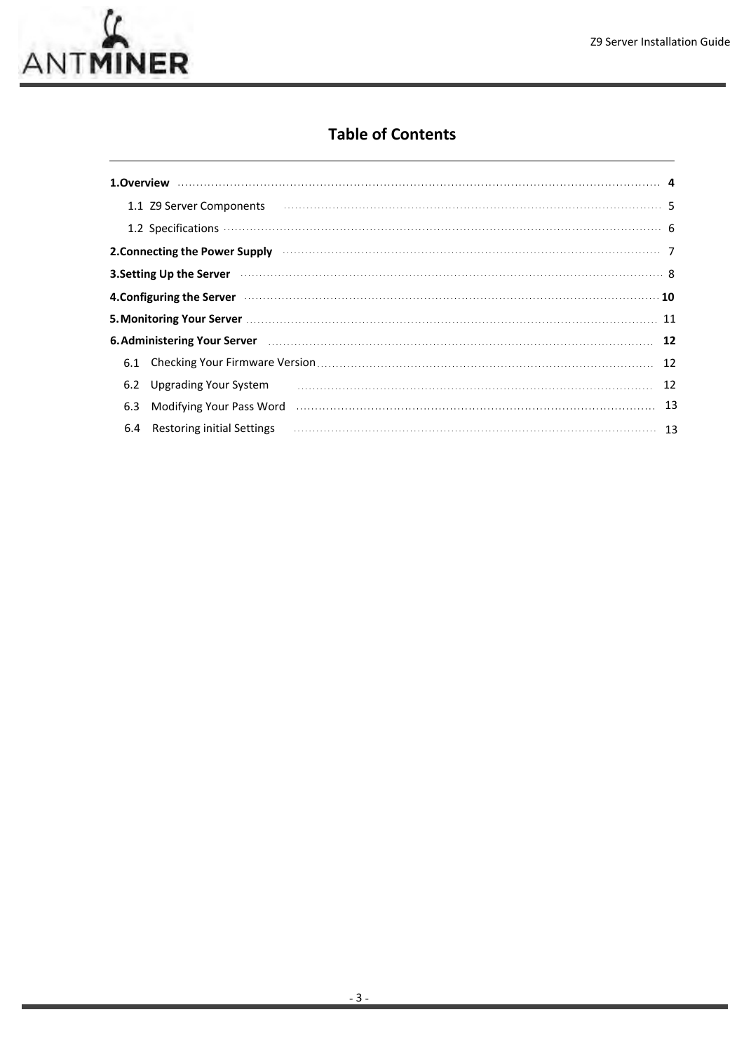## Table of Contents

**1.Overview** ..... **4**

- 1.1 Z9 Server Components ..... 5
- 1.2 Specifications ..... 6

**2.Connecting the Power Supply** ..... 7

**3.Setting Up the Server** ..... 8

**4.Configuring the Server** ..... **10**

**5.Monitoring Your Server** ..... 11

**6.Administering Your Server** ..... **12**

- 6.1 Checking Your Firmware Version ..... 12
- 6.2 Upgrading Your System ..... 12
- 6.3 Modifying Your Pass Word ..... 13
- 6.4 Restoring initial Settings ..... 13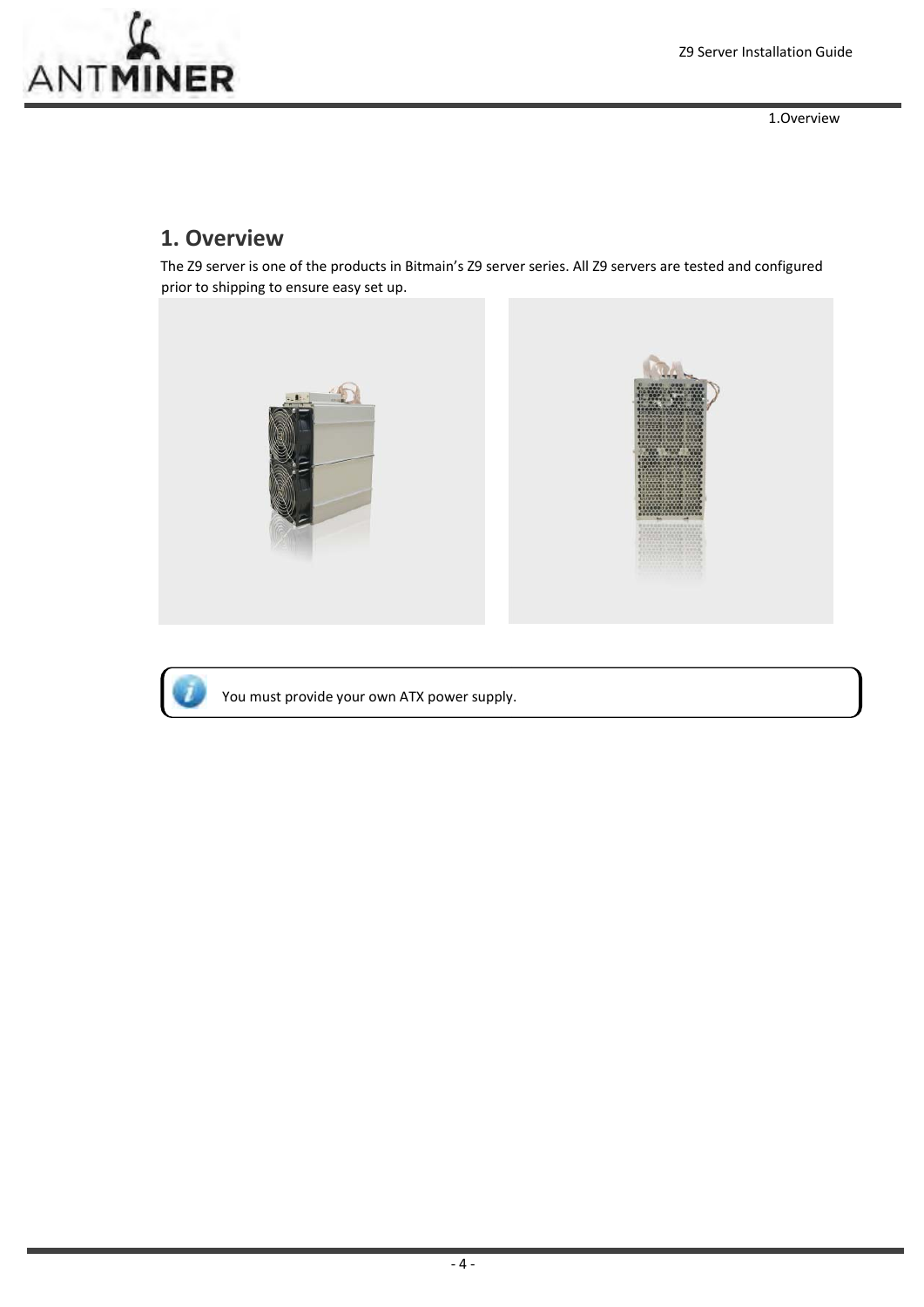# 1. Overview

The Z9 server is one of the products in Bitmain's Z9 server series. All Z9 servers are tested and configured prior to shipping to ensure easy set up.

You must provide your own ATX power supply.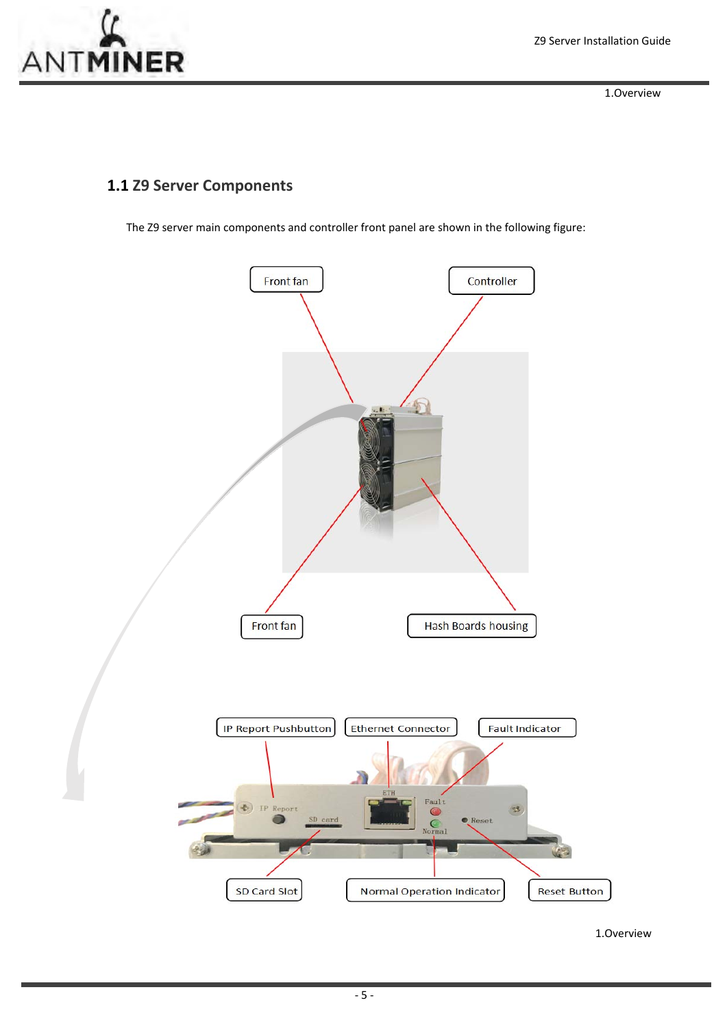## 1.1 Z9 Server Components

The Z9 server main components and controller front panel are shown in the following figure:

Front fan

Controller

Front fan

Hash Boards housing

IP Report Pushbutton

Ethernet Connector

Fault Indicator

SD Card Slot

Normal Operation Indicator

Reset Button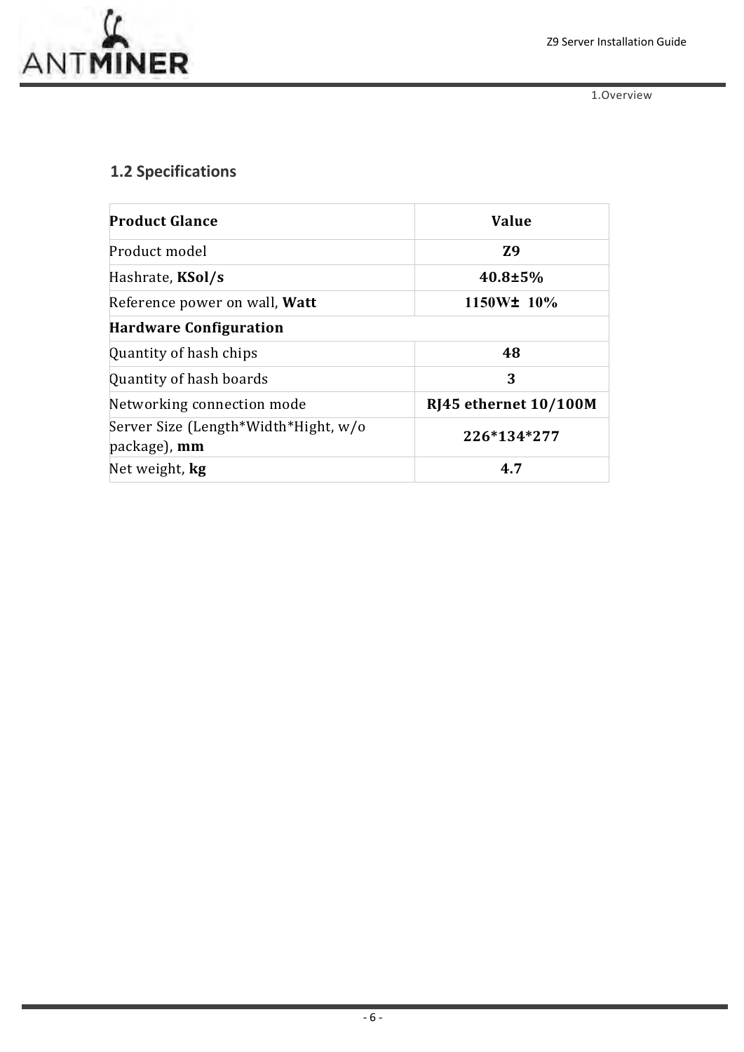## 1.2 Specifications

| **Product Glance** | **Value** |
|---|---|
| Product model | **Z9** |
| Hashrate, **KSol/s** | **40.8±5%** |
| Reference power on wall, **Watt** | **1150W± 10%** |
| **Hardware Configuration** | |
| Quantity of hash chips | **48** |
| Quantity of hash boards | **3** |
| Networking connection mode | **RJ45 ethernet 10/100M** |
| Server Size (Length*Width*Hight, w/o package), **mm** | **226*134*277** |
| Net weight, **kg** | **4.7** |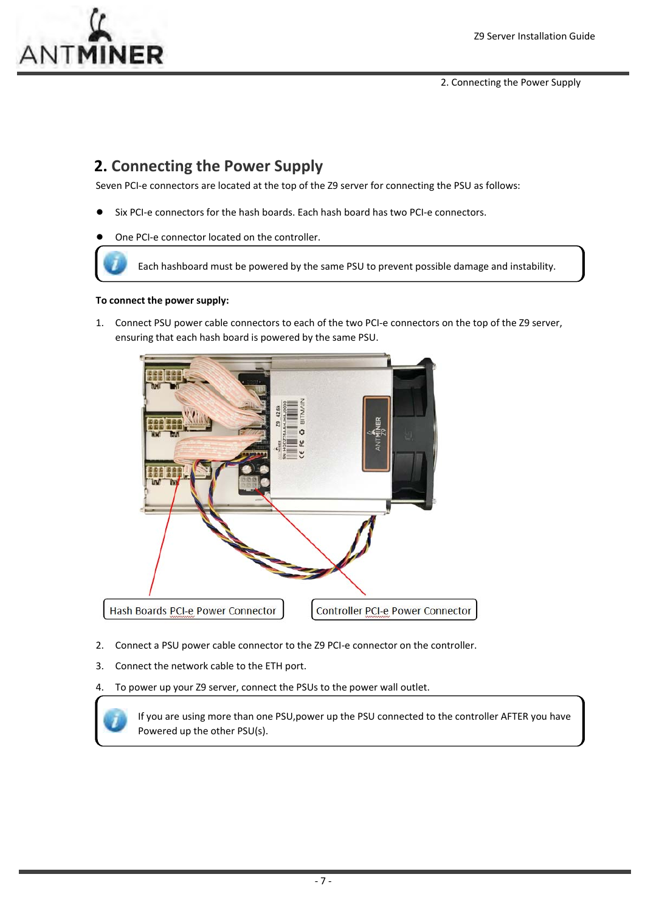## 2. Connecting the Power Supply

Seven PCI-e connectors are located at the top of the Z9 server for connecting the PSU as follows:

- Six PCI-e connectors for the hash boards. Each hash board has two PCI-e connectors.
- One PCI-e connector located on the controller.

> Each hashboard must be powered by the same PSU to prevent possible damage and instability.

**To connect the power supply:**

1. Connect PSU power cable connectors to each of the two PCI-e connectors on the top of the Z9 server, ensuring that each hash board is powered by the same PSU.

Hash Boards PCI-e Power Connector

Controller PCI-e Power Connector

2. Connect a PSU power cable connector to the Z9 PCI-e connector on the controller.
3. Connect the network cable to the ETH port.
4. To power up your Z9 server, connect the PSUs to the power wall outlet.

> If you are using more than one PSU,power up the PSU connected to the controller AFTER you have Powered up the other PSU(s).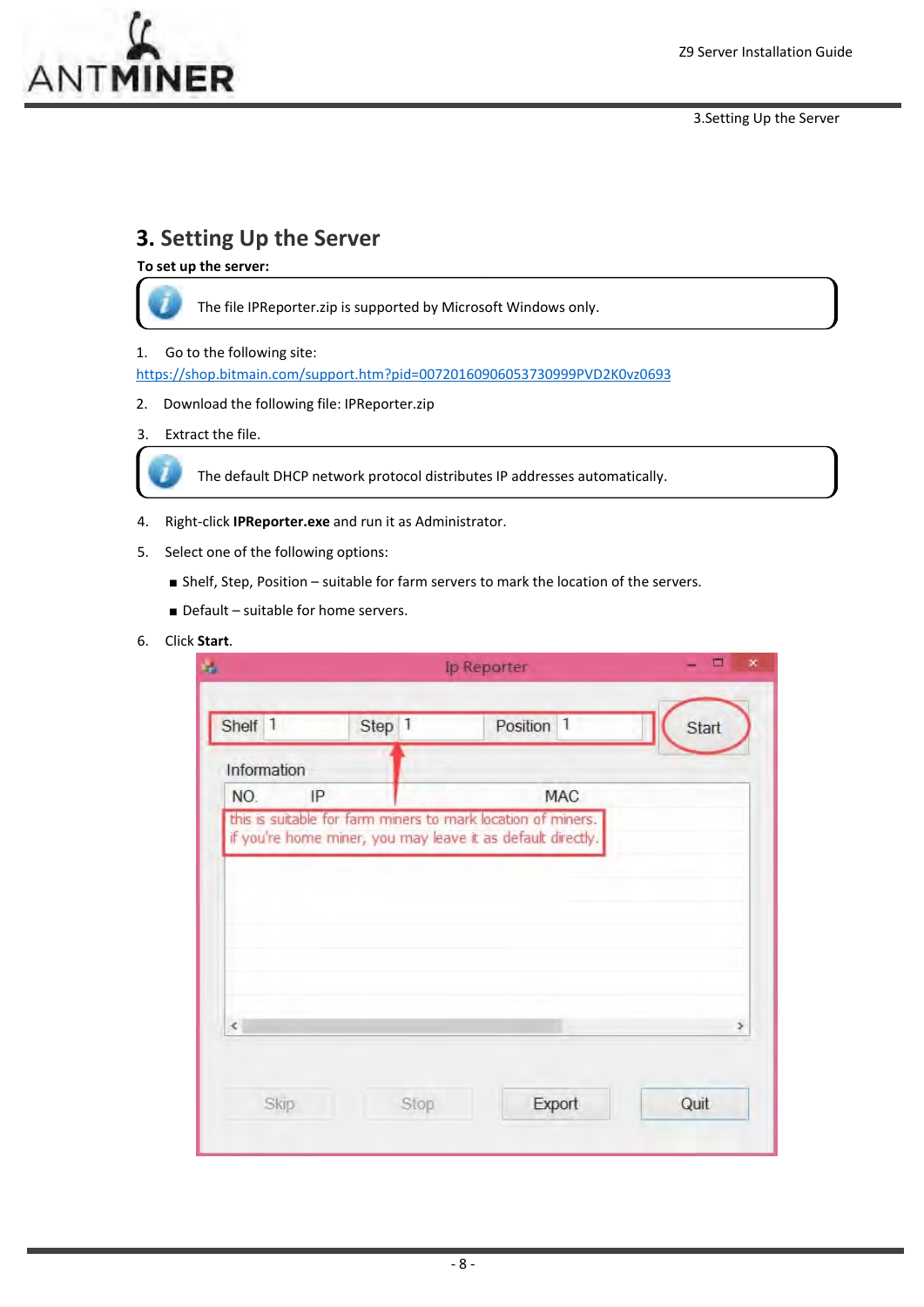# 3. Setting Up the Server

**To set up the server:**

> The file IPReporter.zip is supported by Microsoft Windows only.

1. Go to the following site:
[https://shop.bitmain.com/support.htm?pid=00720160906053730999PVD2K0vz0693](https://shop.bitmain.com/support.htm?pid=00720160906053730999PVD2K0vz0693)

2. Download the following file: IPReporter.zip

3. Extract the file.

> The default DHCP network protocol distributes IP addresses automatically.

4. Right-click **IPReporter.exe** and run it as Administrator.

5. Select one of the following options:
   - Shelf, Step, Position – suitable for farm servers to mark the location of the servers.
   - Default – suitable for home servers.

6. Click **Start**.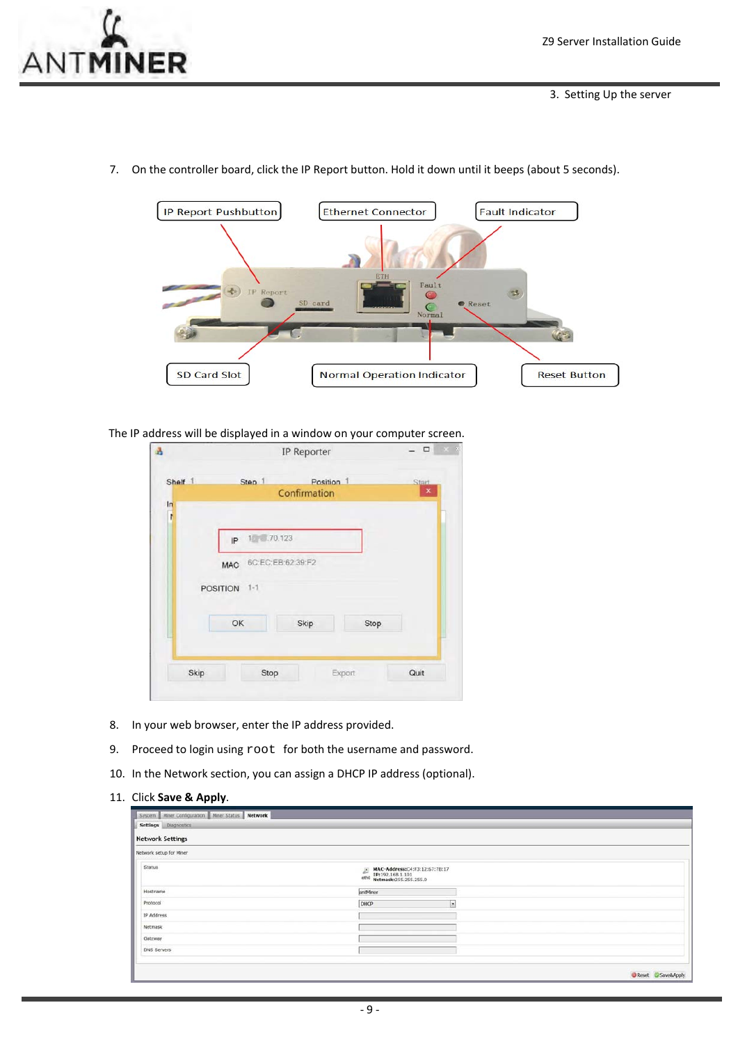7. On the controller board, click the IP Report button. Hold it down until it beeps (about 5 seconds).

IP Report Pushbutton | Ethernet Connector | Fault Indicator

SD Card Slot | Normal Operation Indicator | Reset Button

The IP address will be displayed in a window on your computer screen.

8. In your web browser, enter the IP address provided.
9. Proceed to login using `root` for both the username and password.
10. In the Network section, you can assign a DHCP IP address (optional).
11. Click **Save & Apply**.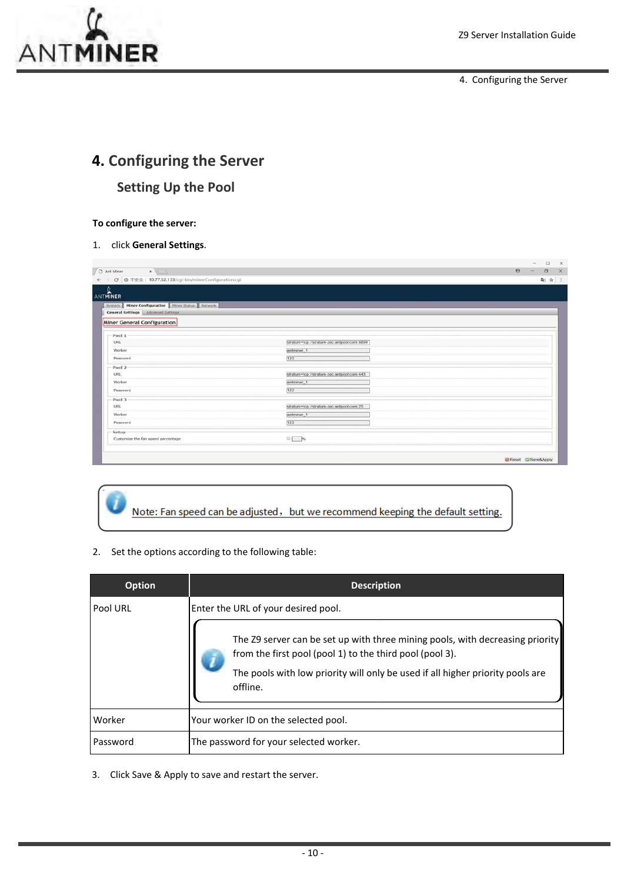# 4. Configuring the Server

## Setting Up the Pool

**To configure the server:**

1. click **General Settings**.

> Note: Fan speed can be adjusted，but we recommend keeping the default setting.

2. Set the options according to the following table:

| Option | Description |
|---|---|
| Pool URL | Enter the URL of your desired pool.<br><br>The Z9 server can be set up with three mining pools, with decreasing priority from the first pool (pool 1) to the third pool (pool 3).<br><br>The pools with low priority will only be used if all higher priority pools are offline. |
| Worker | Your worker ID on the selected pool. |
| Password | The password for your selected worker. |

3. Click Save & Apply to save and restart the server.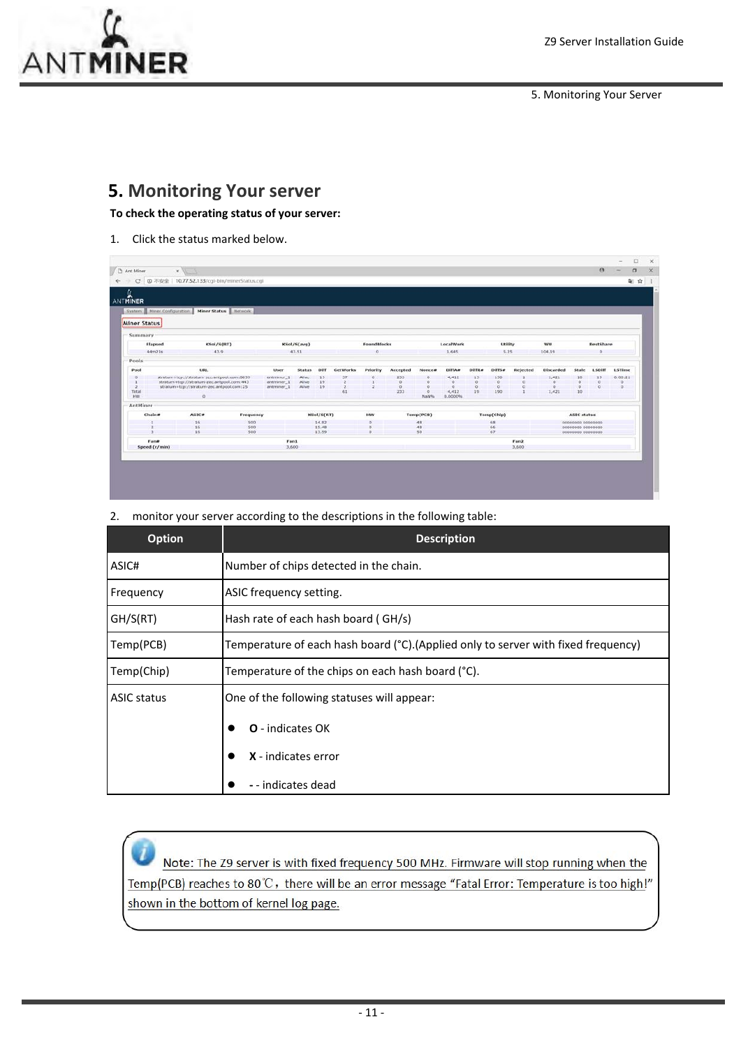# 5. Monitoring Your server

**To check the operating status of your server:**

1. Click the status marked below.

2. monitor your server according to the descriptions in the following table:

| Option | Description |
|---|---|
| ASIC# | Number of chips detected in the chain. |
| Frequency | ASIC frequency setting. |
| GH/S(RT) | Hash rate of each hash board ( GH/s) |
| Temp(PCB) | Temperature of each hash board (°C).(Applied only to server with fixed frequency) |
| Temp(Chip) | Temperature of the chips on each hash board (°C). |
| ASIC status | One of the following statuses will appear:<br>• **O** - indicates OK<br>• **X** - indicates error<br>• **-** - indicates dead |

Note: The Z9 server is with fixed frequency 500 MHz. Firmware will stop running when the Temp(PCB) reaches to 80℃，there will be an error message “Fatal Error: Temperature is too high!” shown in the bottom of kernel log page.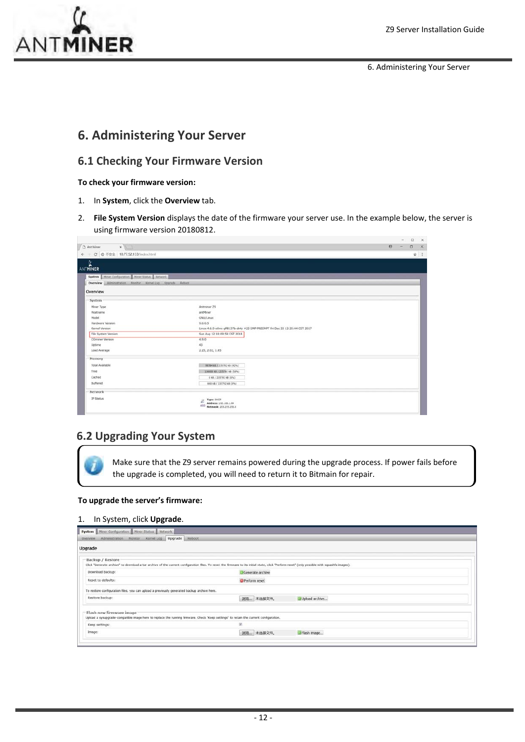# 6. Administering Your Server

## 6.1 Checking Your Firmware Version

**To check your firmware version:**

1. In **System**, click the **Overview** tab.
2. **File System Version** displays the date of the firmware your server use. In the example below, the server is using firmware version 20180812.

## 6.2 Upgrading Your System

> Make sure that the Z9 server remains powered during the upgrade process. If power fails before the upgrade is completed, you will need to return it to Bitmain for repair.

**To upgrade the server's firmware:**

1. In System, click **Upgrade**.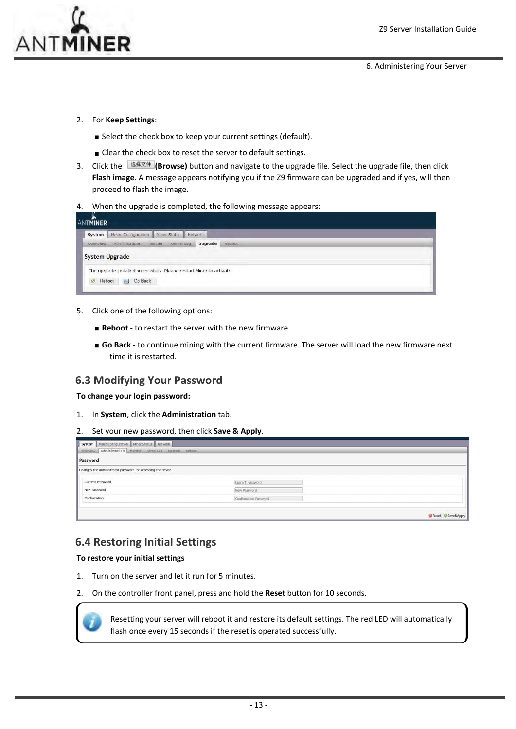2. For **Keep Settings**:

   ■ Select the check box to keep your current settings (default).

   ■ Clear the check box to reset the server to default settings.

3. Click the 选择文件 **(Browse)** button and navigate to the upgrade file. Select the upgrade file, then click **Flash image**. A message appears notifying you if the Z9 firmware can be upgraded and if yes, will then proceed to flash the image.

4. When the upgrade is completed, the following message appears:

5. Click one of the following options:

   ■ **Reboot** - to restart the server with the new firmware.

   ■ **Go Back** - to continue mining with the current firmware. The server will load the new firmware next time it is restarted.

## 6.3 Modifying Your Password

**To change your login password:**

1. In **System**, click the **Administration** tab.

2. Set your new password, then click **Save & Apply**.

## 6.4 Restoring Initial Settings

**To restore your initial settings**

1. Turn on the server and let it run for 5 minutes.

2. On the controller front panel, press and hold the **Reset** button for 10 seconds.

> Resetting your server will reboot it and restore its default settings. The red LED will automatically flash once every 15 seconds if the reset is operated successfully.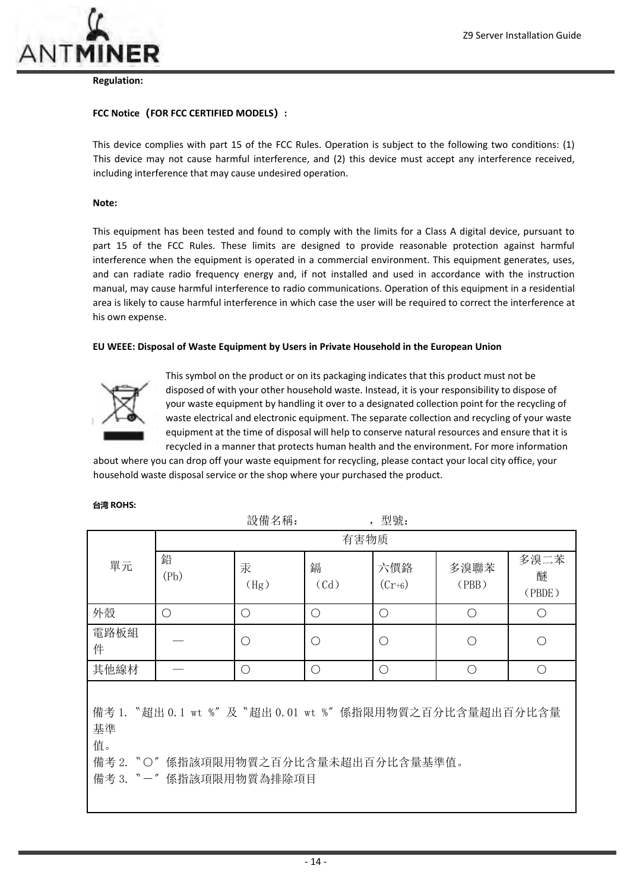**Regulation:**

**FCC Notice（FOR FCC CERTIFIED MODELS）:**

This device complies with part 15 of the FCC Rules. Operation is subject to the following two conditions: (1) This device may not cause harmful interference, and (2) this device must accept any interference received, including interference that may cause undesired operation.

**Note:**

This equipment has been tested and found to comply with the limits for a Class A digital device, pursuant to part 15 of the FCC Rules. These limits are designed to provide reasonable protection against harmful interference when the equipment is operated in a commercial environment. This equipment generates, uses, and can radiate radio frequency energy and, if not installed and used in accordance with the instruction manual, may cause harmful interference to radio communications. Operation of this equipment in a residential area is likely to cause harmful interference in which case the user will be required to correct the interference at his own expense.

**EU WEEE: Disposal of Waste Equipment by Users in Private Household in the European Union**

This symbol on the product or on its packaging indicates that this product must not be disposed of with your other household waste. Instead, it is your responsibility to dispose of your waste equipment by handling it over to a designated collection point for the recycling of waste electrical and electronic equipment. The separate collection and recycling of your waste equipment at the time of disposal will help to conserve natural resources and ensure that it is recycled in a manner that protects human health and the environment. For more information about where you can drop off your waste equipment for recycling, please contact your local city office, your household waste disposal service or the shop where your purchased the product.

**台湾 ROHS:**

設備名稱：　　　　，型號：

| 單元 | 有害物质 | | | | | |
|---|---|---|---|---|---|---|
| | 鉛 (Pb) | 汞 (Hg) | 鎘 (Cd) | 六價鉻 ($Cr^{+6}$) | 多溴聯苯 (PBB) | 多溴二苯醚 (PBDE) |
| 外殻 | ○ | ○ | ○ | ○ | ○ | ○ |
| 電路板組件 | — | ○ | ○ | ○ | ○ | ○ |
| 其他線材 | — | ○ | ○ | ○ | ○ | ○ |

備考 1. 〝超出 0.1 wt %〞及〝超出 0.01 wt %〞係指限用物質之百分比含量超出百分比含量基準值。
備考 2. 〝○〞係指該項限用物質之百分比含量未超出百分比含量基準值。
備考 3. 〝－〞係指該項限用物質為排除項目